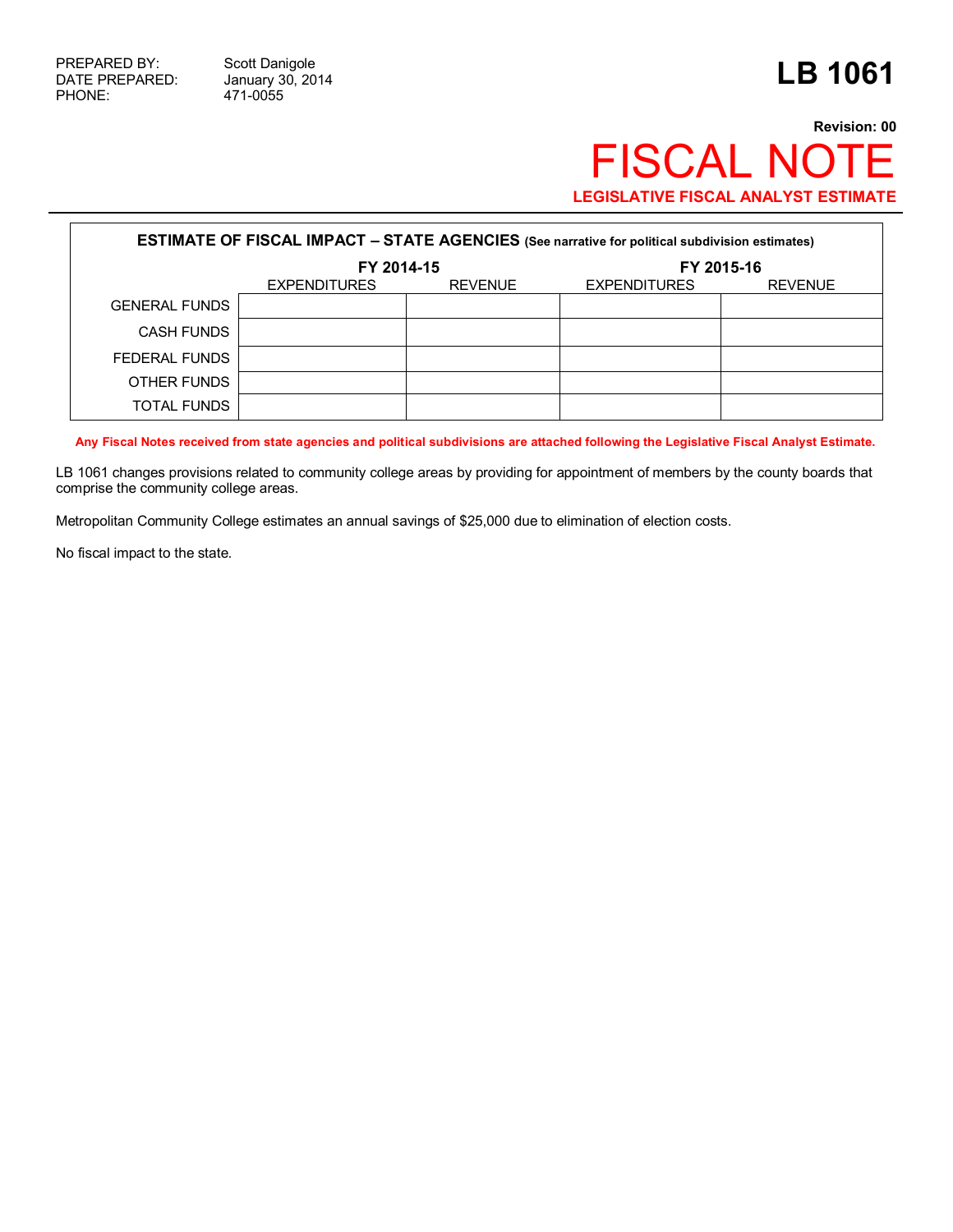PREPARED BY: Scott Danigole
DATE PREPARED: January 30, 2014
PHONE: 471-0055

# LB 1061

**Revision: 00**

# FISCAL NOTE

**LEGISLATIVE FISCAL ANALYST ESTIMATE**

**ESTIMATE OF FISCAL IMPACT – STATE AGENCIES** (See narrative for political subdivision estimates)

| | FY 2014-15 | | FY 2015-16 | |
|---|---|---|---|---|
| | EXPENDITURES | REVENUE | EXPENDITURES | REVENUE |
| GENERAL FUNDS | | | | |
| CASH FUNDS | | | | |
| FEDERAL FUNDS | | | | |
| OTHER FUNDS | | | | |
| TOTAL FUNDS | | | | |

**Any Fiscal Notes received from state agencies and political subdivisions are attached following the Legislative Fiscal Analyst Estimate.**

LB 1061 changes provisions related to community college areas by providing for appointment of members by the county boards that comprise the community college areas.

Metropolitan Community College estimates an annual savings of $25,000 due to elimination of election costs.

No fiscal impact to the state.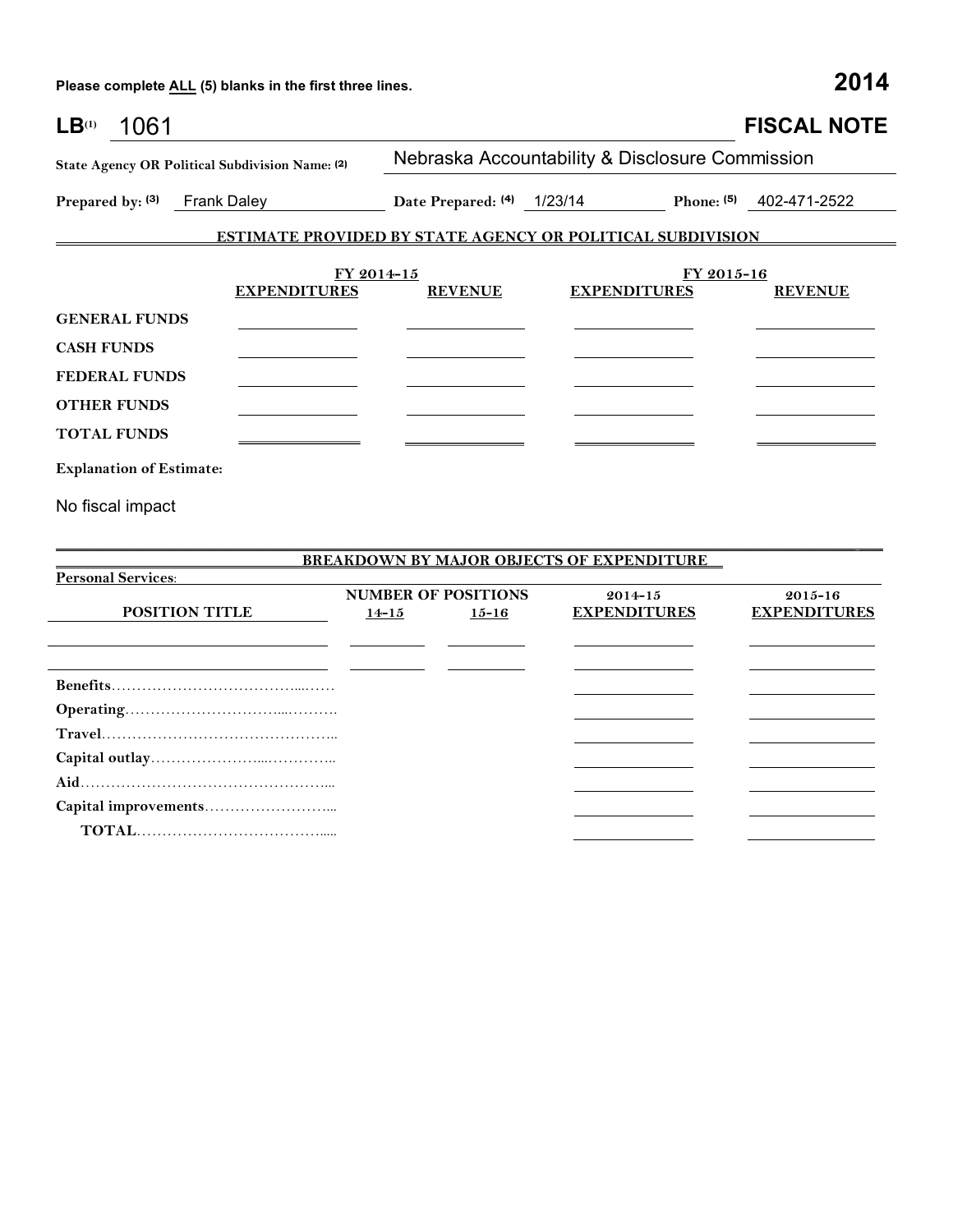Please complete ALL (5) blanks in the first three lines.

**2014**

**LB**[1] 1061

# FISCAL NOTE

**State Agency OR Political Subdivision Name:** [2] Nebraska Accountability & Disclosure Commission

**Prepared by:** [3] Frank Daley **Date Prepared:** [4] 1/23/14 **Phone:** [5] 402-471-2522

## ESTIMATE PROVIDED BY STATE AGENCY OR POLITICAL SUBDIVISION

| | FY 2014-15 | | FY 2015-16 | |
|---|---|---|---|---|
| | **EXPENDITURES** | **REVENUE** | **EXPENDITURES** | **REVENUE** |
| **GENERAL FUNDS** | | | | |
| **CASH FUNDS** | | | | |
| **FEDERAL FUNDS** | | | | |
| **OTHER FUNDS** | | | | |
| **TOTAL FUNDS** | | | | |

**Explanation of Estimate:**

No fiscal impact

## BREAKDOWN BY MAJOR OBJECTS OF EXPENDITURE

**Personal Services:**

| POSITION TITLE | NUMBER OF POSITIONS 14-15 | NUMBER OF POSITIONS 15-16 | 2014-15 EXPENDITURES | 2015-16 EXPENDITURES |
|---|---|---|---|---|
| | | | | |
| | | | | |
| **Benefits** | | | | |
| **Operating** | | | | |
| **Travel** | | | | |
| **Capital outlay** | | | | |
| **Aid** | | | | |
| **Capital improvements** | | | | |
| **TOTAL** | | | | |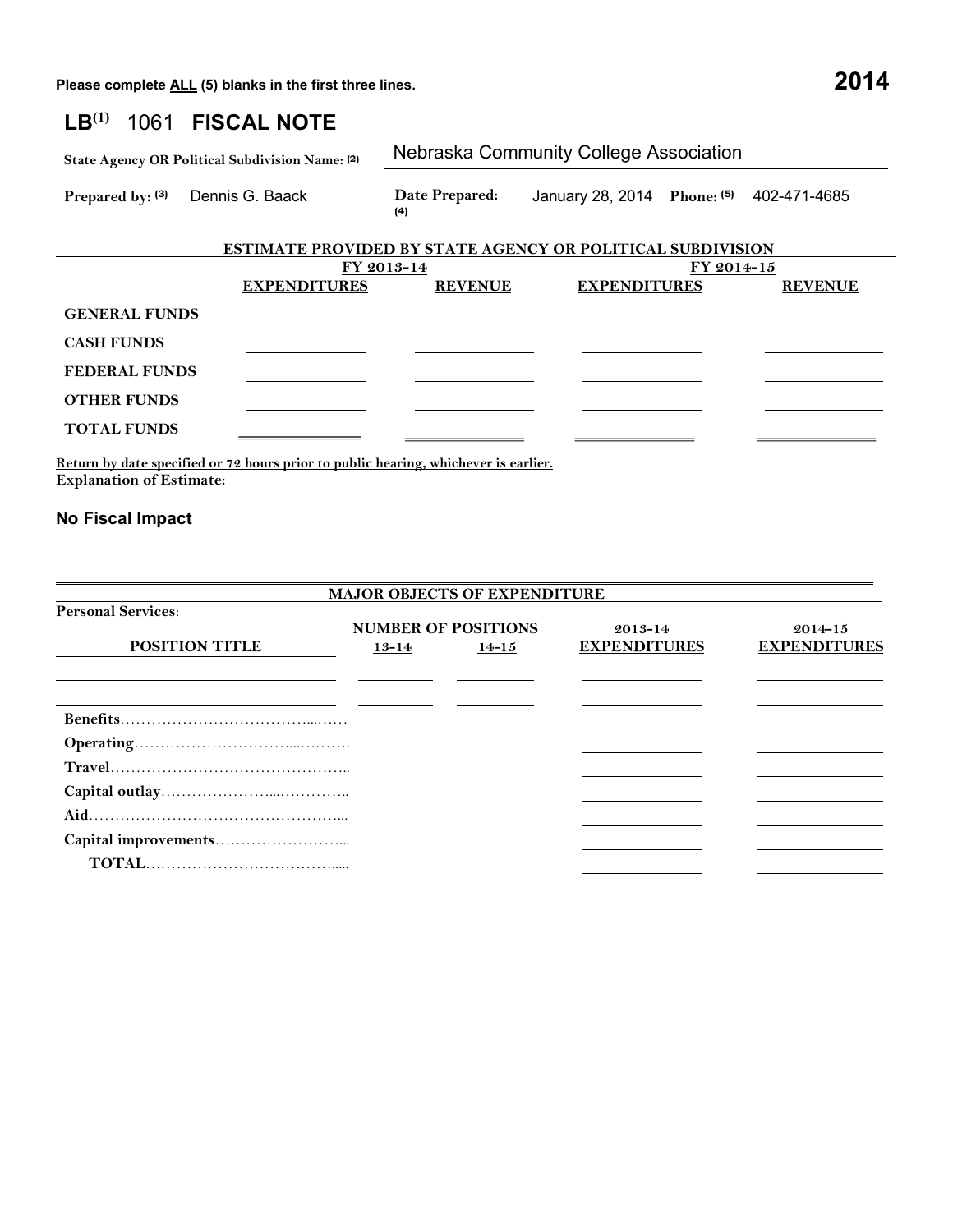Please complete ALL (5) blanks in the first three lines.

**2014**

# LB[(1)] 1061 FISCAL NOTE

**State Agency OR Political Subdivision Name: (2)** Nebraska Community College Association

**Prepared by: (3)** Dennis G. Baack **Date Prepared: (4)** January 28, 2014 **Phone: (5)** 402-471-4685

**ESTIMATE PROVIDED BY STATE AGENCY OR POLITICAL SUBDIVISION**

| | FY 2013-14 | | FY 2014-15 | |
|---|---|---|---|---|
| | **EXPENDITURES** | **REVENUE** | **EXPENDITURES** | **REVENUE** |
| **GENERAL FUNDS** | | | | |
| **CASH FUNDS** | | | | |
| **FEDERAL FUNDS** | | | | |
| **OTHER FUNDS** | | | | |
| **TOTAL FUNDS** | | | | |

**Return by date specified or 72 hours prior to public hearing, whichever is earlier.**

**Explanation of Estimate:**

**No Fiscal Impact**

**MAJOR OBJECTS OF EXPENDITURE**

**Personal Services:**

| POSITION TITLE | NUMBER OF POSITIONS 13-14 | 14-15 | 2013-14 EXPENDITURES | 2014-15 EXPENDITURES |
|---|---|---|---|---|
| | | | | |
| | | | | |
| **Benefits** | | | | |
| **Operating** | | | | |
| **Travel** | | | | |
| **Capital outlay** | | | | |
| **Aid** | | | | |
| **Capital improvements** | | | | |
| **TOTAL** | | | | |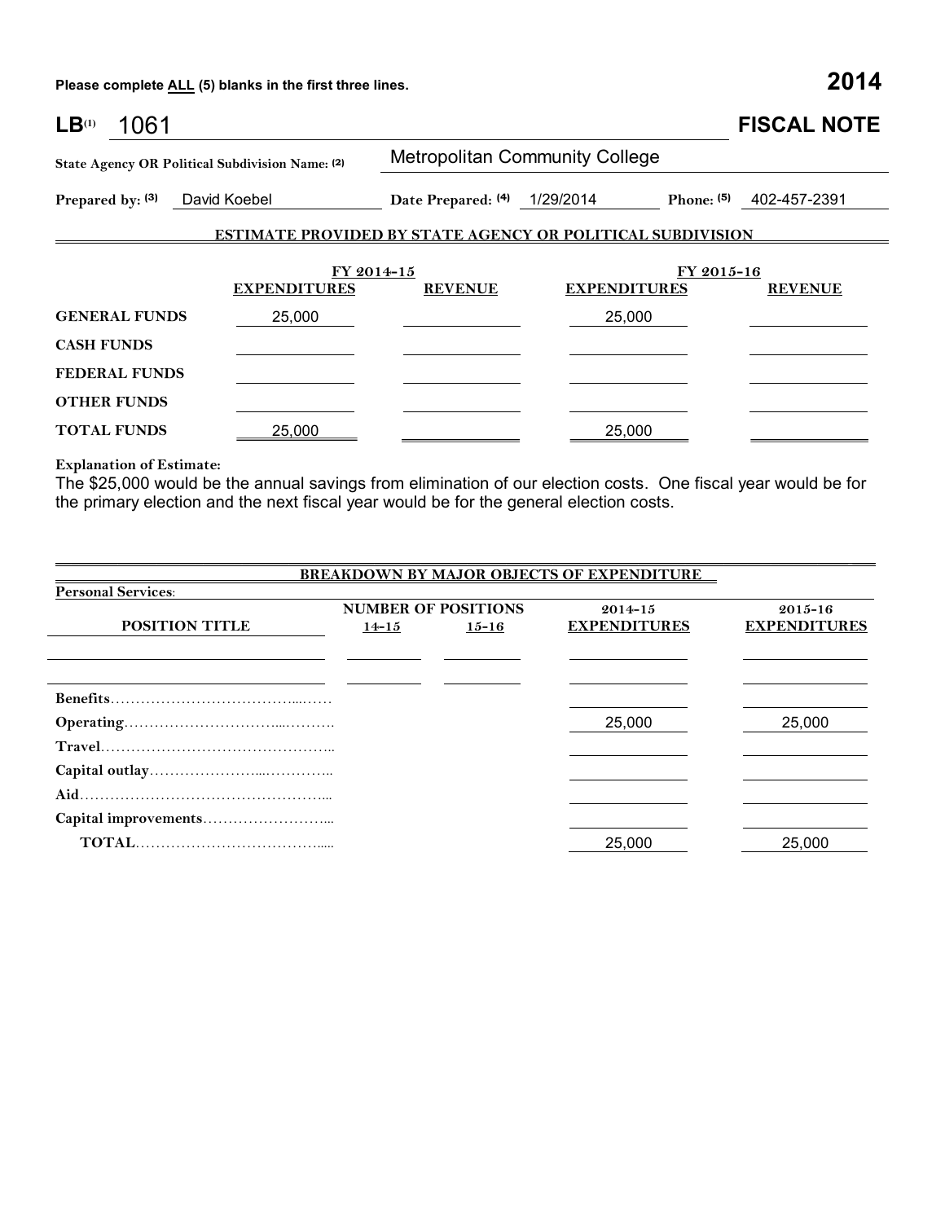Please complete **ALL** (5) blanks in the first three lines.

**2014**

# LB[1] 1061 — FISCAL NOTE

**State Agency OR Political Subdivision Name: (2)** Metropolitan Community College

**Prepared by: (3)** David Koebel  **Date Prepared: (4)** 1/29/2014  **Phone: (5)** 402-457-2391

## ESTIMATE PROVIDED BY STATE AGENCY OR POLITICAL SUBDIVISION

| | FY 2014-15 | | FY 2015-16 | |
|---|---|---|---|---|
| | **EXPENDITURES** | **REVENUE** | **EXPENDITURES** | **REVENUE** |
| **GENERAL FUNDS** | 25,000 | | 25,000 | |
| **CASH FUNDS** | | | | |
| **FEDERAL FUNDS** | | | | |
| **OTHER FUNDS** | | | | |
| **TOTAL FUNDS** | 25,000 | | 25,000 | |

**Explanation of Estimate:**

The $25,000 would be the annual savings from elimination of our election costs. One fiscal year would be for the primary election and the next fiscal year would be for the general election costs.

## BREAKDOWN BY MAJOR OBJECTS OF EXPENDITURE

**Personal Services:**

| POSITION TITLE | NUMBER OF POSITIONS 14-15 | NUMBER OF POSITIONS 15-16 | 2014-15 EXPENDITURES | 2015-16 EXPENDITURES |
|---|---|---|---|---|
| | | | | |
| | | | | |
| **Benefits** | | | | |
| **Operating** | | | 25,000 | 25,000 |
| **Travel** | | | | |
| **Capital outlay** | | | | |
| **Aid** | | | | |
| **Capital improvements** | | | | |
| **TOTAL** | | | 25,000 | 25,000 |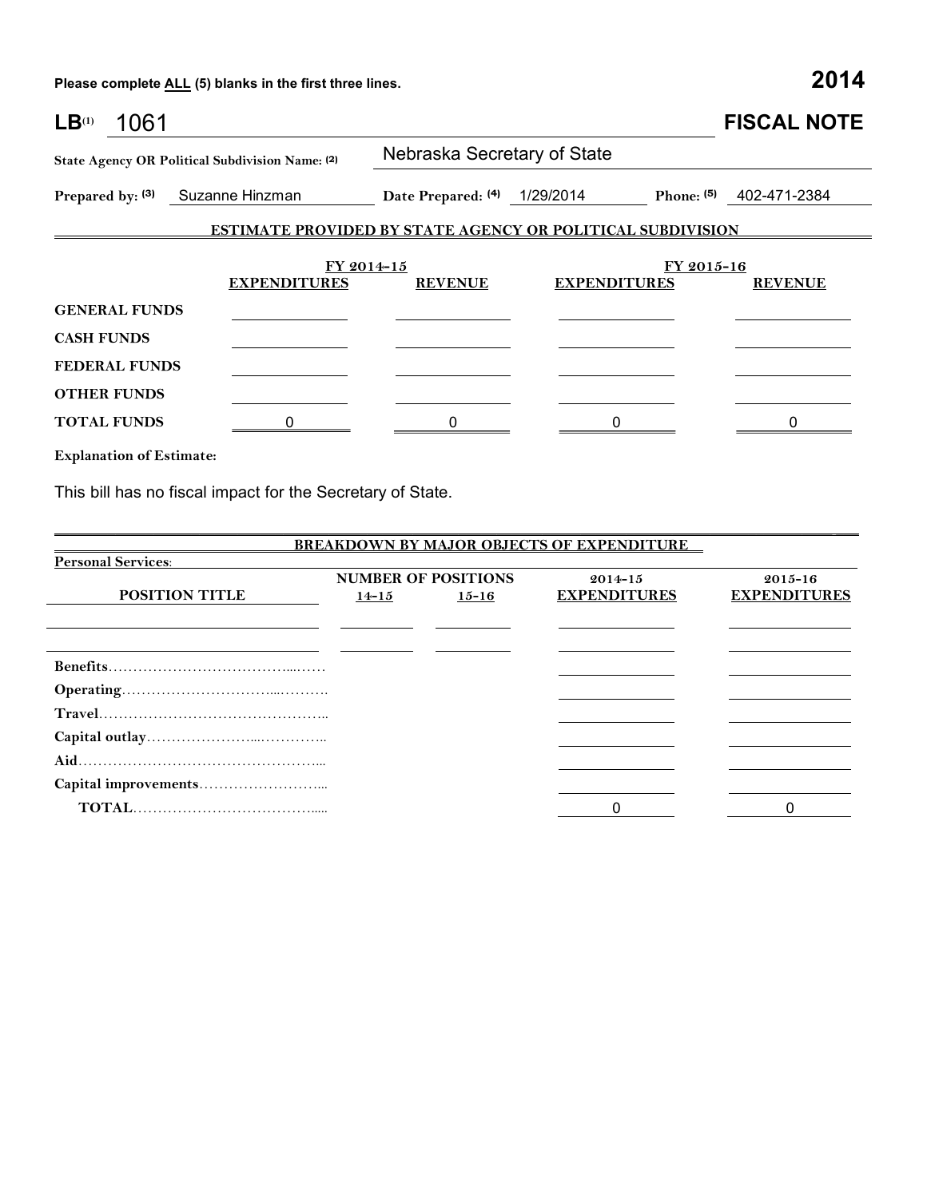Please complete ALL (5) blanks in the first three lines. **2014**

**LB**(1) 1061 **FISCAL NOTE**

**State Agency OR Political Subdivision Name: (2)** Nebraska Secretary of State

**Prepared by: (3)** Suzanne Hinzman **Date Prepared: (4)** 1/29/2014 **Phone: (5)** 402-471-2384

## ESTIMATE PROVIDED BY STATE AGENCY OR POLITICAL SUBDIVISION

| | FY 2014-15 | | FY 2015-16 | |
|---|---|---|---|---|
| | **EXPENDITURES** | **REVENUE** | **EXPENDITURES** | **REVENUE** |
| **GENERAL FUNDS** | | | | |
| **CASH FUNDS** | | | | |
| **FEDERAL FUNDS** | | | | |
| **OTHER FUNDS** | | | | |
| **TOTAL FUNDS** | 0 | 0 | 0 | 0 |

**Explanation of Estimate:**

This bill has no fiscal impact for the Secretary of State.

## BREAKDOWN BY MAJOR OBJECTS OF EXPENDITURE

**Personal Services:**

| POSITION TITLE | NUMBER OF POSITIONS 14-15 | NUMBER OF POSITIONS 15-16 | 2014-15 EXPENDITURES | 2015-16 EXPENDITURES |
|---|---|---|---|---|
| | | | | |
| | | | | |
| **Benefits** | | | | |
| **Operating** | | | | |
| **Travel** | | | | |
| **Capital outlay** | | | | |
| **Aid** | | | | |
| **Capital improvements** | | | | |
| **TOTAL** | | | 0 | 0 |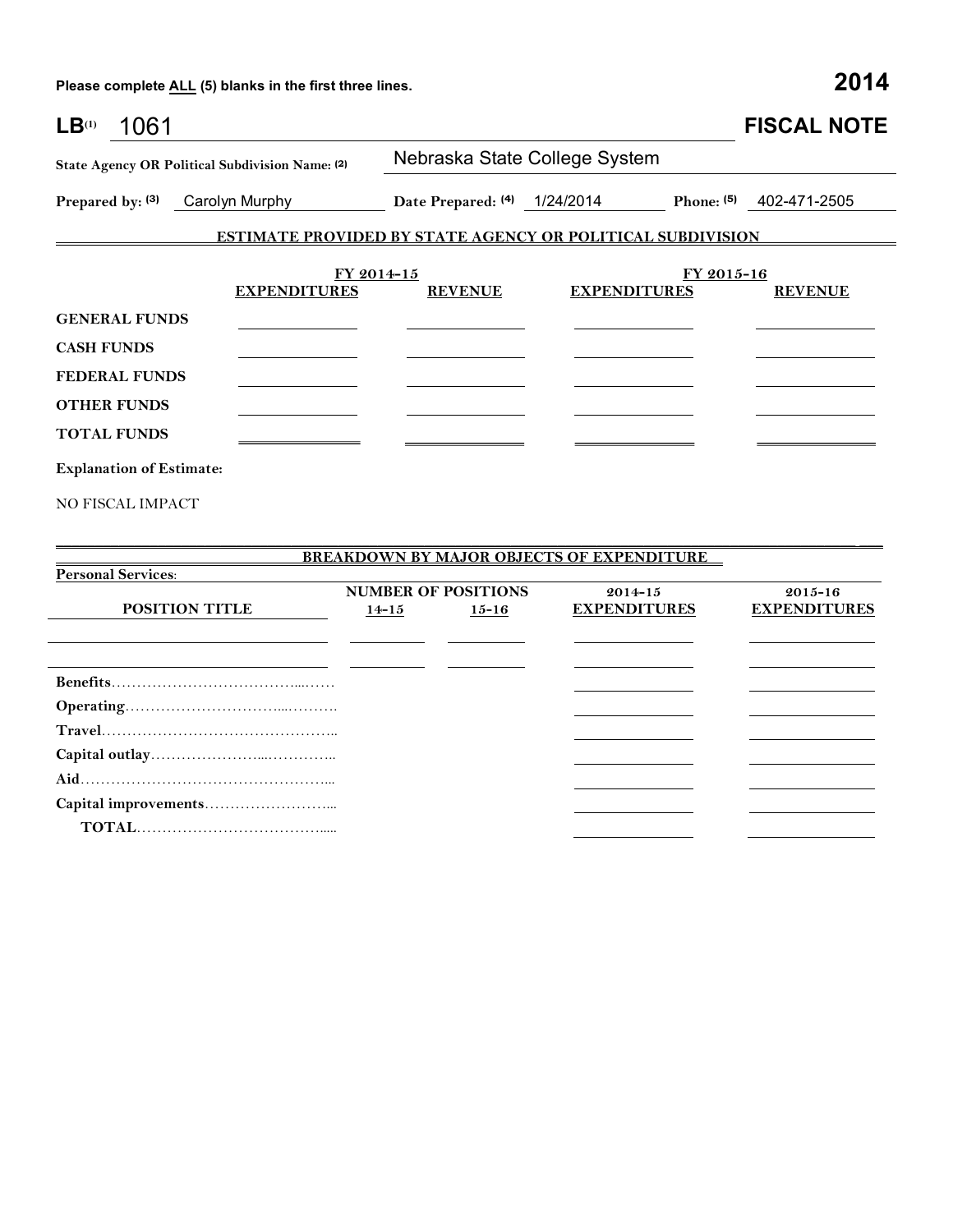Please complete ALL (5) blanks in the first three lines. **2014**

# LB[(1)] 1061 FISCAL NOTE

**State Agency OR Political Subdivision Name: (2)** Nebraska State College System

**Prepared by: (3)** Carolyn Murphy **Date Prepared: (4)** 1/24/2014 **Phone: (5)** 402-471-2505

## ESTIMATE PROVIDED BY STATE AGENCY OR POLITICAL SUBDIVISION

| | FY 2014-15 | | FY 2015-16 | |
|---|---|---|---|---|
| | EXPENDITURES | REVENUE | EXPENDITURES | REVENUE |
| GENERAL FUNDS | | | | |
| CASH FUNDS | | | | |
| FEDERAL FUNDS | | | | |
| OTHER FUNDS | | | | |
| TOTAL FUNDS | | | | |

**Explanation of Estimate:**

NO FISCAL IMPACT

## BREAKDOWN BY MAJOR OBJECTS OF EXPENDITURE

**Personal Services:**

| POSITION TITLE | NUMBER OF POSITIONS 14-15 | 15-16 | 2014-15 EXPENDITURES | 2015-16 EXPENDITURES |
|---|---|---|---|---|
| | | | | |
| | | | | |
| **Benefits** | | | | |
| **Operating** | | | | |
| **Travel** | | | | |
| **Capital outlay** | | | | |
| **Aid** | | | | |
| **Capital improvements** | | | | |
| **TOTAL** | | | | |